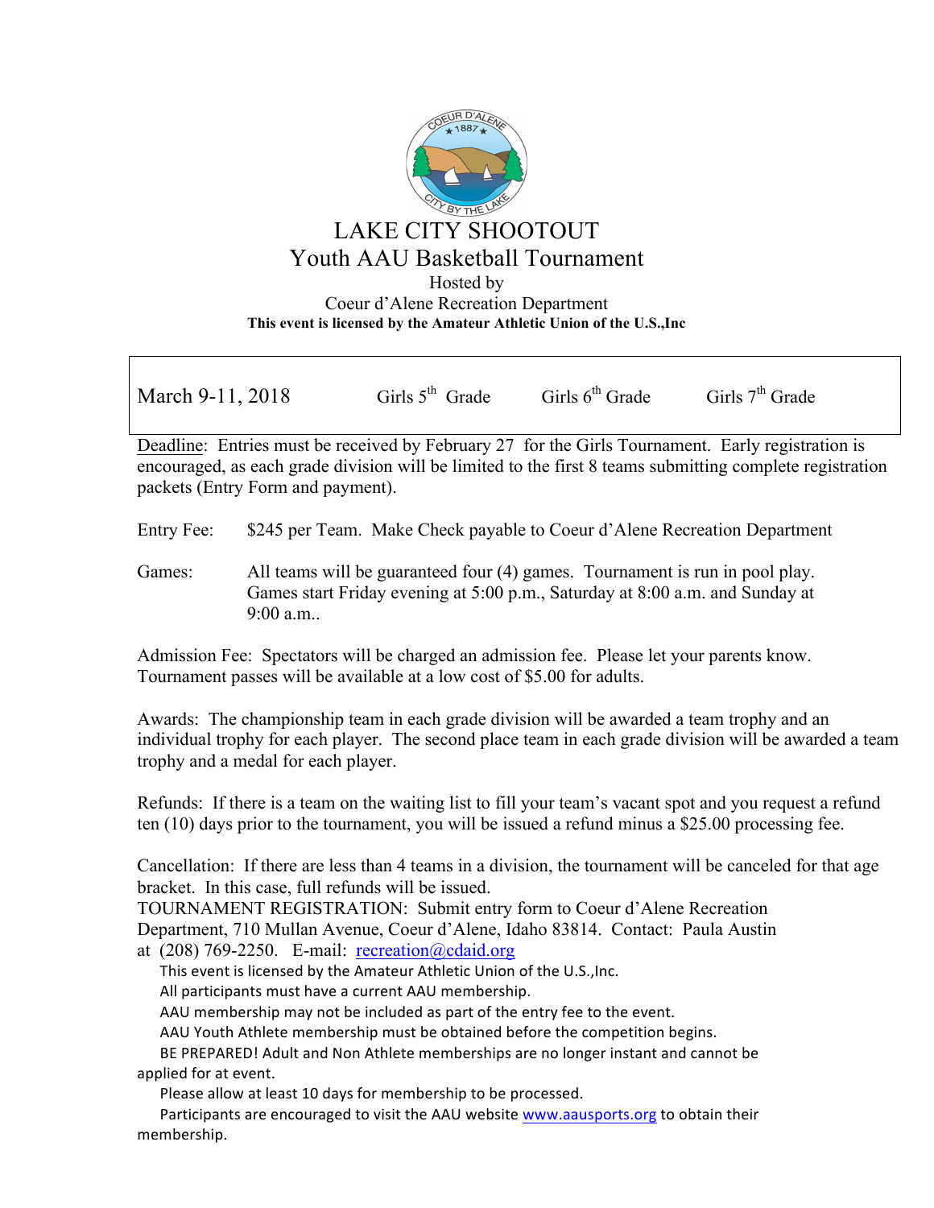# LAKE CITY SHOOTOUT

## Youth AAU Basketball Tournament

Hosted by

Coeur d'Alene Recreation Department

**This event is licensed by the Amateur Athletic Union of the U.S.,Inc**

| March 9-11, 2018 | Girls 5th Grade | Girls 6th Grade | Girls 7th Grade |
|---|---|---|---|

Deadline: Entries must be received by February 27 for the Girls Tournament. Early registration is encouraged, as each grade division will be limited to the first 8 teams submitting complete registration packets (Entry Form and payment).

Entry Fee: $245 per Team. Make Check payable to Coeur d'Alene Recreation Department

Games: All teams will be guaranteed four (4) games. Tournament is run in pool play. Games start Friday evening at 5:00 p.m., Saturday at 8:00 a.m. and Sunday at 9:00 a.m..

Admission Fee: Spectators will be charged an admission fee. Please let your parents know. Tournament passes will be available at a low cost of $5.00 for adults.

Awards: The championship team in each grade division will be awarded a team trophy and an individual trophy for each player. The second place team in each grade division will be awarded a team trophy and a medal for each player.

Refunds: If there is a team on the waiting list to fill your team's vacant spot and you request a refund ten (10) days prior to the tournament, you will be issued a refund minus a $25.00 processing fee.

Cancellation: If there are less than 4 teams in a division, the tournament will be canceled for that age bracket. In this case, full refunds will be issued.

TOURNAMENT REGISTRATION: Submit entry form to Coeur d'Alene Recreation Department, 710 Mullan Avenue, Coeur d'Alene, Idaho 83814. Contact: Paula Austin at (208) 769-2250. E-mail: recreation@cdaid.org

This event is licensed by the Amateur Athletic Union of the U.S.,Inc.

All participants must have a current AAU membership.

AAU membership may not be included as part of the entry fee to the event.

AAU Youth Athlete membership must be obtained before the competition begins.

BE PREPARED! Adult and Non Athlete memberships are no longer instant and cannot be applied for at event.

Please allow at least 10 days for membership to be processed.

Participants are encouraged to visit the AAU website www.aausports.org to obtain their membership.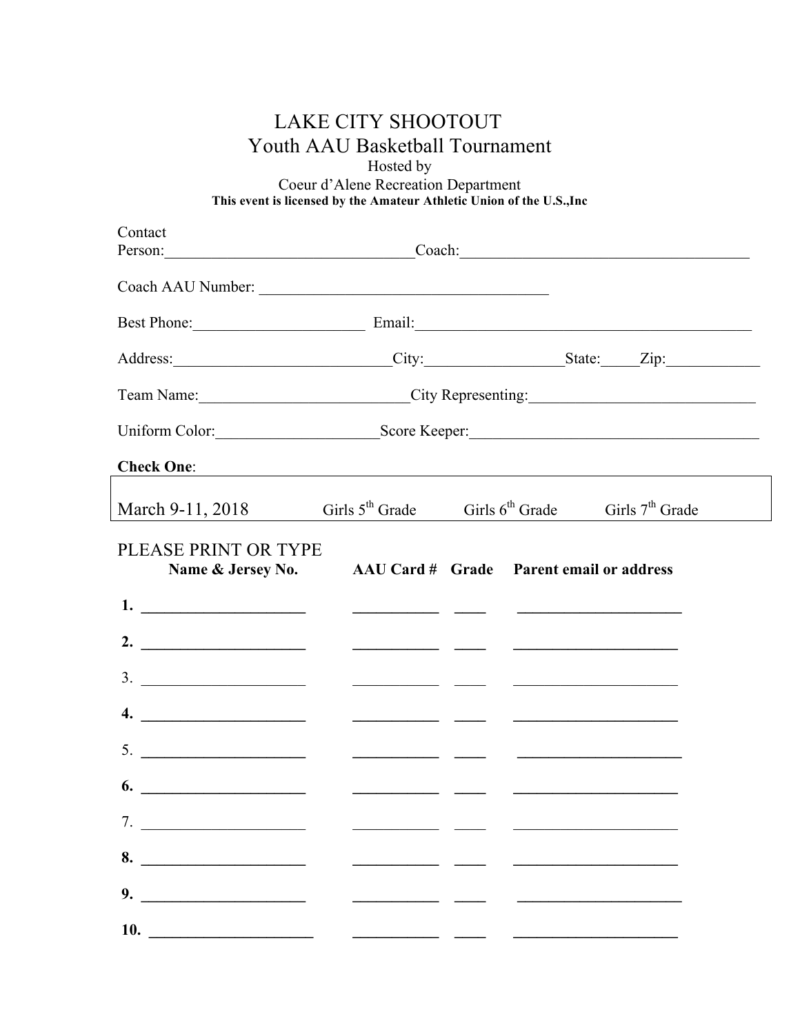# LAKE CITY SHOOTOUT

## Youth AAU Basketball Tournament

Hosted by

Coeur d'Alene Recreation Department

**This event is licensed by the Amateur Athletic Union of the U.S.,Inc**

Contact Person:________________________________Coach:_____________________________________

Coach AAU Number: _____________________________________

Best Phone:______________________ Email:____________________________________________

Address:____________________________City:_________________State:_____Zip:____________

Team Name:___________________________City Representing:_____________________________

Uniform Color:_____________________Score Keeper:______________________________________

**Check One**:

March 9-11, 2018 Girls 5th Grade Girls 6th Grade Girls 7th Grade

PLEASE PRINT OR TYPE

| Name & Jersey No. | AAU Card # | Grade | Parent email or address |
|---|---|---|---|
| 1. ____________________ | __________ | ____ | ____________________ |
| 2. ____________________ | __________ | ____ | ____________________ |
| 3. ____________________ | __________ | ____ | ____________________ |
| 4. ____________________ | __________ | ____ | ____________________ |
| 5. ____________________ | __________ | ____ | ____________________ |
| 6. ____________________ | __________ | ____ | ____________________ |
| 7. ____________________ | __________ | ____ | ____________________ |
| 8. ____________________ | __________ | ____ | ____________________ |
| 9. ____________________ | __________ | ____ | ____________________ |
| 10. ____________________ | __________ | ____ | ____________________ |